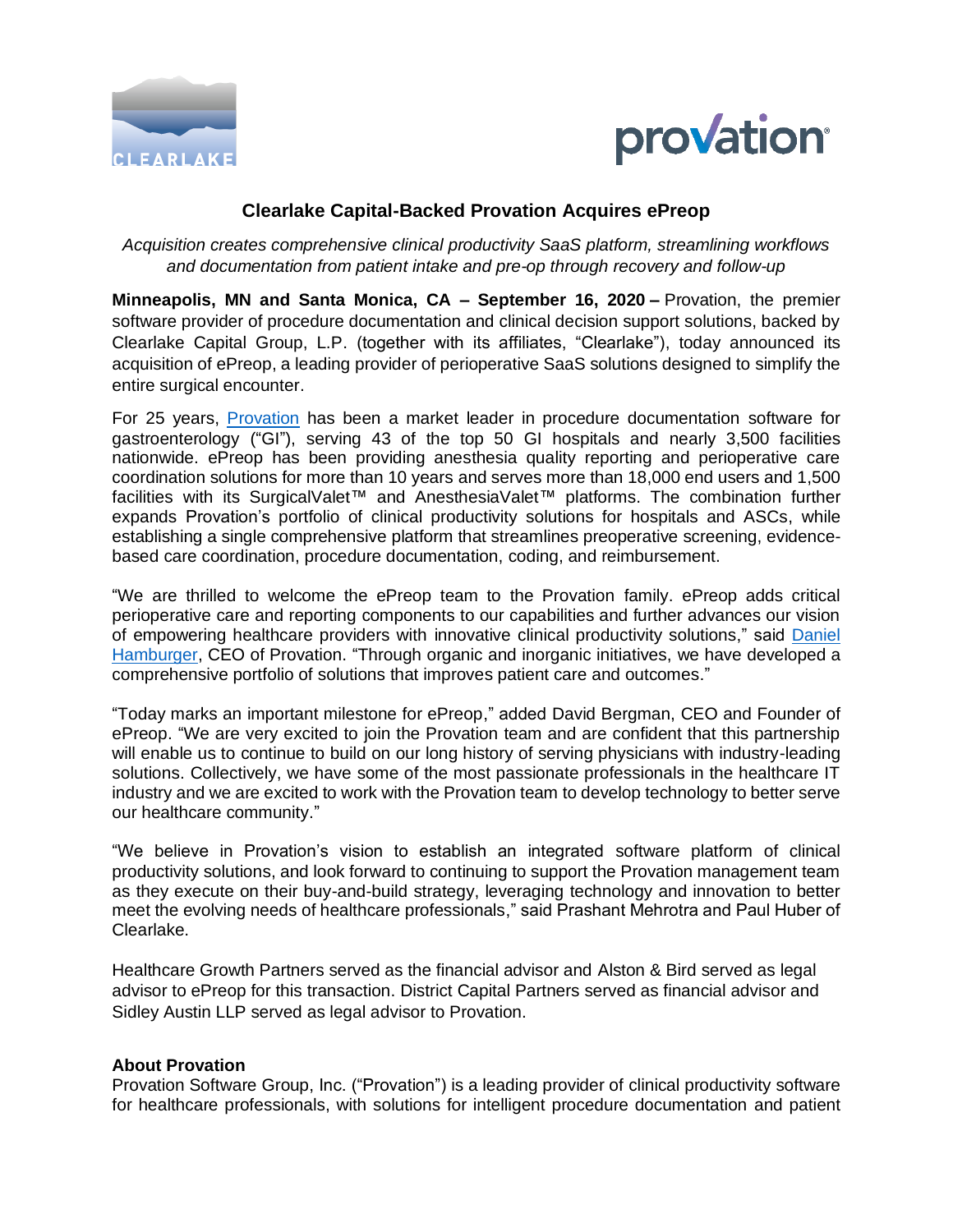# Clearlake Capital-Backed Provation Acquires ePreop

*Acquisition creates comprehensive clinical productivity SaaS platform, streamlining workflows and documentation from patient intake and pre-op through recovery and follow-up*

**Minneapolis, MN and Santa Monica, CA – September 16, 2020 –** Provation, the premier software provider of procedure documentation and clinical decision support solutions, backed by Clearlake Capital Group, L.P. (together with its affiliates, "Clearlake"), today announced its acquisition of ePreop, a leading provider of perioperative SaaS solutions designed to simplify the entire surgical encounter.

For 25 years, [Provation](Provation) has been a market leader in procedure documentation software for gastroenterology ("GI"), serving 43 of the top 50 GI hospitals and nearly 3,500 facilities nationwide. ePreop has been providing anesthesia quality reporting and perioperative care coordination solutions for more than 10 years and serves more than 18,000 end users and 1,500 facilities with its SurgicalValet™ and AnesthesiaValet™ platforms. The combination further expands Provation's portfolio of clinical productivity solutions for hospitals and ASCs, while establishing a single comprehensive platform that streamlines preoperative screening, evidence-based care coordination, procedure documentation, coding, and reimbursement.

"We are thrilled to welcome the ePreop team to the Provation family. ePreop adds critical perioperative care and reporting components to our capabilities and further advances our vision of empowering healthcare providers with innovative clinical productivity solutions," said [Daniel Hamburger](Daniel Hamburger), CEO of Provation. "Through organic and inorganic initiatives, we have developed a comprehensive portfolio of solutions that improves patient care and outcomes."

"Today marks an important milestone for ePreop," added David Bergman, CEO and Founder of ePreop. "We are very excited to join the Provation team and are confident that this partnership will enable us to continue to build on our long history of serving physicians with industry-leading solutions. Collectively, we have some of the most passionate professionals in the healthcare IT industry and we are excited to work with the Provation team to develop technology to better serve our healthcare community."

"We believe in Provation's vision to establish an integrated software platform of clinical productivity solutions, and look forward to continuing to support the Provation management team as they execute on their buy-and-build strategy, leveraging technology and innovation to better meet the evolving needs of healthcare professionals," said Prashant Mehrotra and Paul Huber of Clearlake.

Healthcare Growth Partners served as the financial advisor and Alston & Bird served as legal advisor to ePreop for this transaction. District Capital Partners served as financial advisor and Sidley Austin LLP served as legal advisor to Provation.

**About Provation**

Provation Software Group, Inc. ("Provation") is a leading provider of clinical productivity software for healthcare professionals, with solutions for intelligent procedure documentation and patient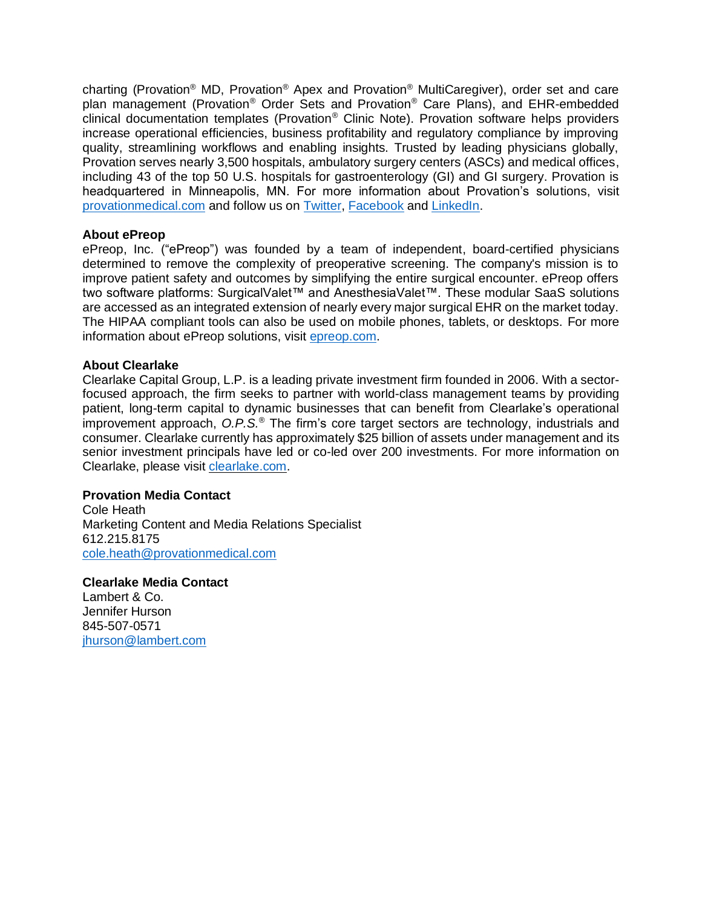charting (Provation® MD, Provation® Apex and Provation® MultiCaregiver), order set and care plan management (Provation® Order Sets and Provation® Care Plans), and EHR-embedded clinical documentation templates (Provation® Clinic Note). Provation software helps providers increase operational efficiencies, business profitability and regulatory compliance by improving quality, streamlining workflows and enabling insights. Trusted by leading physicians globally, Provation serves nearly 3,500 hospitals, ambulatory surgery centers (ASCs) and medical offices, including 43 of the top 50 U.S. hospitals for gastroenterology (GI) and GI surgery. Provation is headquartered in Minneapolis, MN. For more information about Provation's solutions, visit [provationmedical.com](provationmedical.com) and follow us on Twitter, Facebook and LinkedIn.

**About ePreop**
ePreop, Inc. ("ePreop") was founded by a team of independent, board-certified physicians determined to remove the complexity of preoperative screening. The company's mission is to improve patient safety and outcomes by simplifying the entire surgical encounter. ePreop offers two software platforms: SurgicalValet™ and AnesthesiaValet™. These modular SaaS solutions are accessed as an integrated extension of nearly every major surgical EHR on the market today. The HIPAA compliant tools can also be used on mobile phones, tablets, or desktops. For more information about ePreop solutions, visit [epreop.com](epreop.com).

**About Clearlake**
Clearlake Capital Group, L.P. is a leading private investment firm founded in 2006. With a sector-focused approach, the firm seeks to partner with world-class management teams by providing patient, long-term capital to dynamic businesses that can benefit from Clearlake's operational improvement approach, *O.P.S.*® The firm's core target sectors are technology, industrials and consumer. Clearlake currently has approximately $25 billion of assets under management and its senior investment principals have led or co-led over 200 investments. For more information on Clearlake, please visit [clearlake.com](clearlake.com).

**Provation Media Contact**
Cole Heath
Marketing Content and Media Relations Specialist
612.215.8175
cole.heath@provationmedical.com

**Clearlake Media Contact**
Lambert & Co.
Jennifer Hurson
845-507-0571
jhurson@lambert.com